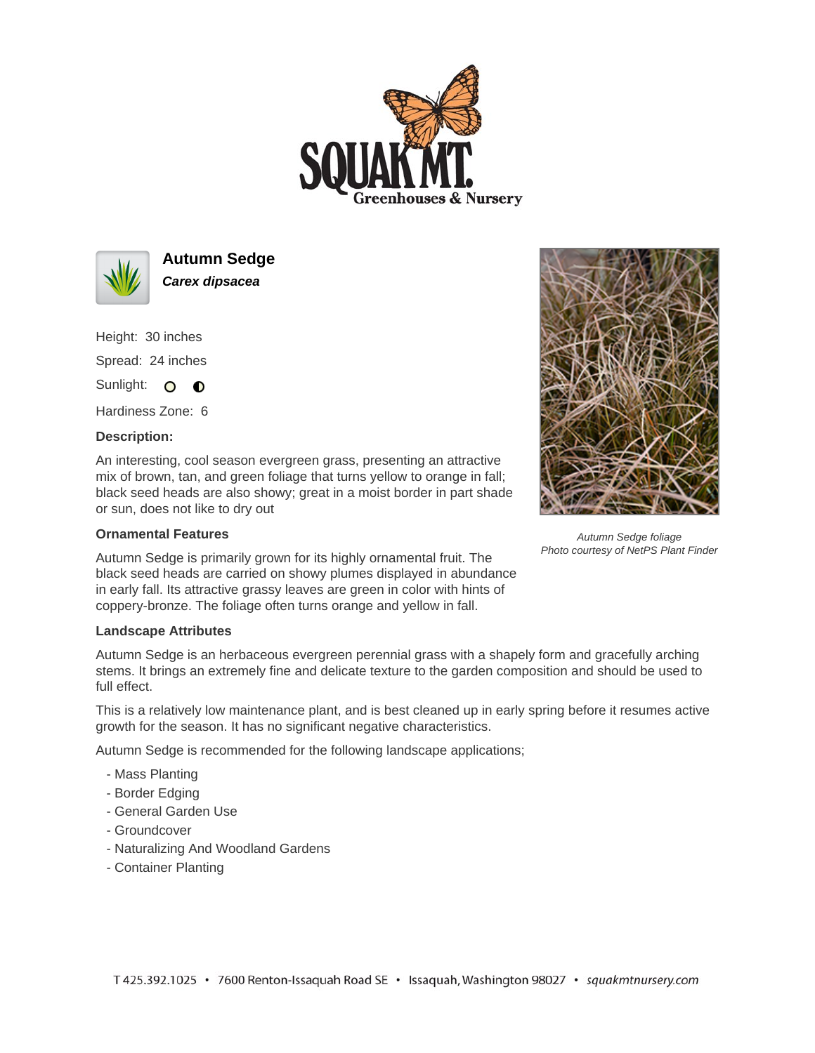# Autumn Sedge

***Carex dipsacea***

Height: 30 inches

Spread: 24 inches

Sunlight: ○ ◐

Hardiness Zone: 6

**Description:**

An interesting, cool season evergreen grass, presenting an attractive mix of brown, tan, and green foliage that turns yellow to orange in fall; black seed heads are also showy; great in a moist border in part shade or sun, does not like to dry out

*Autumn Sedge foliage*
*Photo courtesy of NetPS Plant Finder*

**Ornamental Features**

Autumn Sedge is primarily grown for its highly ornamental fruit. The black seed heads are carried on showy plumes displayed in abundance in early fall. Its attractive grassy leaves are green in color with hints of coppery-bronze. The foliage often turns orange and yellow in fall.

**Landscape Attributes**

Autumn Sedge is an herbaceous evergreen perennial grass with a shapely form and gracefully arching stems. It brings an extremely fine and delicate texture to the garden composition and should be used to full effect.

This is a relatively low maintenance plant, and is best cleaned up in early spring before it resumes active growth for the season. It has no significant negative characteristics.

Autumn Sedge is recommended for the following landscape applications;

- Mass Planting
- Border Edging
- General Garden Use
- Groundcover
- Naturalizing And Woodland Gardens
- Container Planting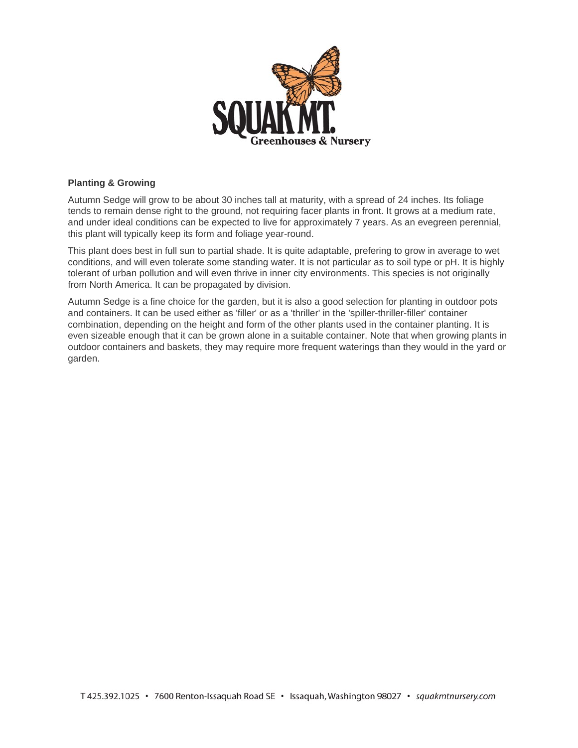**Planting & Growing**

Autumn Sedge will grow to be about 30 inches tall at maturity, with a spread of 24 inches. Its foliage tends to remain dense right to the ground, not requiring facer plants in front. It grows at a medium rate, and under ideal conditions can be expected to live for approximately 7 years. As an evegreen perennial, this plant will typically keep its form and foliage year-round.

This plant does best in full sun to partial shade. It is quite adaptable, prefering to grow in average to wet conditions, and will even tolerate some standing water. It is not particular as to soil type or pH. It is highly tolerant of urban pollution and will even thrive in inner city environments. This species is not originally from North America. It can be propagated by division.

Autumn Sedge is a fine choice for the garden, but it is also a good selection for planting in outdoor pots and containers. It can be used either as 'filler' or as a 'thriller' in the 'spiller-thriller-filler' container combination, depending on the height and form of the other plants used in the container planting. It is even sizeable enough that it can be grown alone in a suitable container. Note that when growing plants in outdoor containers and baskets, they may require more frequent waterings than they would in the yard or garden.